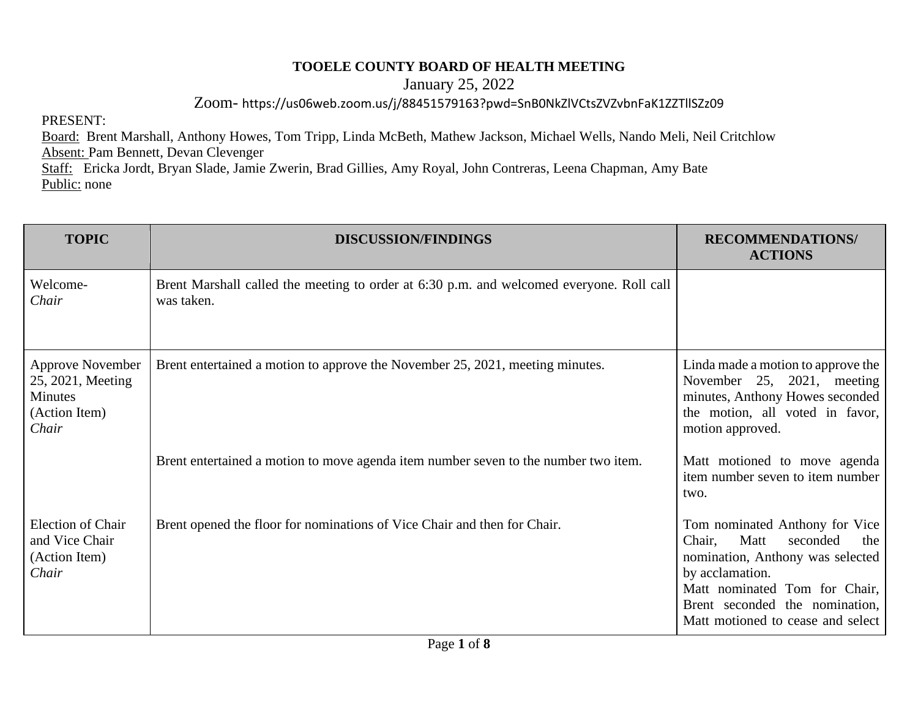**TOOELE COUNTY BOARD OF HEALTH MEETING**

January 25, 2022

Zoom- https://us06web.zoom.us/j/88451579163?pwd=SnB0NkZlVCtsZVZvbnFaK1ZZTllSZz09

PRESENT:

Board: Brent Marshall, Anthony Howes, Tom Tripp, Linda McBeth, Mathew Jackson, Michael Wells, Nando Meli, Neil Critchlow

Absent: Pam Bennett, Devan Clevenger

Staff: Ericka Jordt, Bryan Slade, Jamie Zwerin, Brad Gillies, Amy Royal, John Contreras, Leena Chapman, Amy Bate

Public: none

| TOPIC | DISCUSSION/FINDINGS | RECOMMENDATIONS/ ACTIONS |
|---|---|---|
| Welcome- *Chair* | Brent Marshall called the meeting to order at 6:30 p.m. and welcomed everyone. Roll call was taken. | |
| Approve November 25, 2021, Meeting Minutes (Action Item) *Chair* | Brent entertained a motion to approve the November 25, 2021, meeting minutes. | Linda made a motion to approve the November 25, 2021, meeting minutes, Anthony Howes seconded the motion, all voted in favor, motion approved. |
| | Brent entertained a motion to move agenda item number seven to the number two item. | Matt motioned to move agenda item number seven to item number two. |
| Election of Chair and Vice Chair (Action Item) *Chair* | Brent opened the floor for nominations of Vice Chair and then for Chair. | Tom nominated Anthony for Vice Chair, Matt seconded the nomination, Anthony was selected by acclamation. Matt nominated Tom for Chair, Brent seconded the nomination, Matt motioned to cease and select |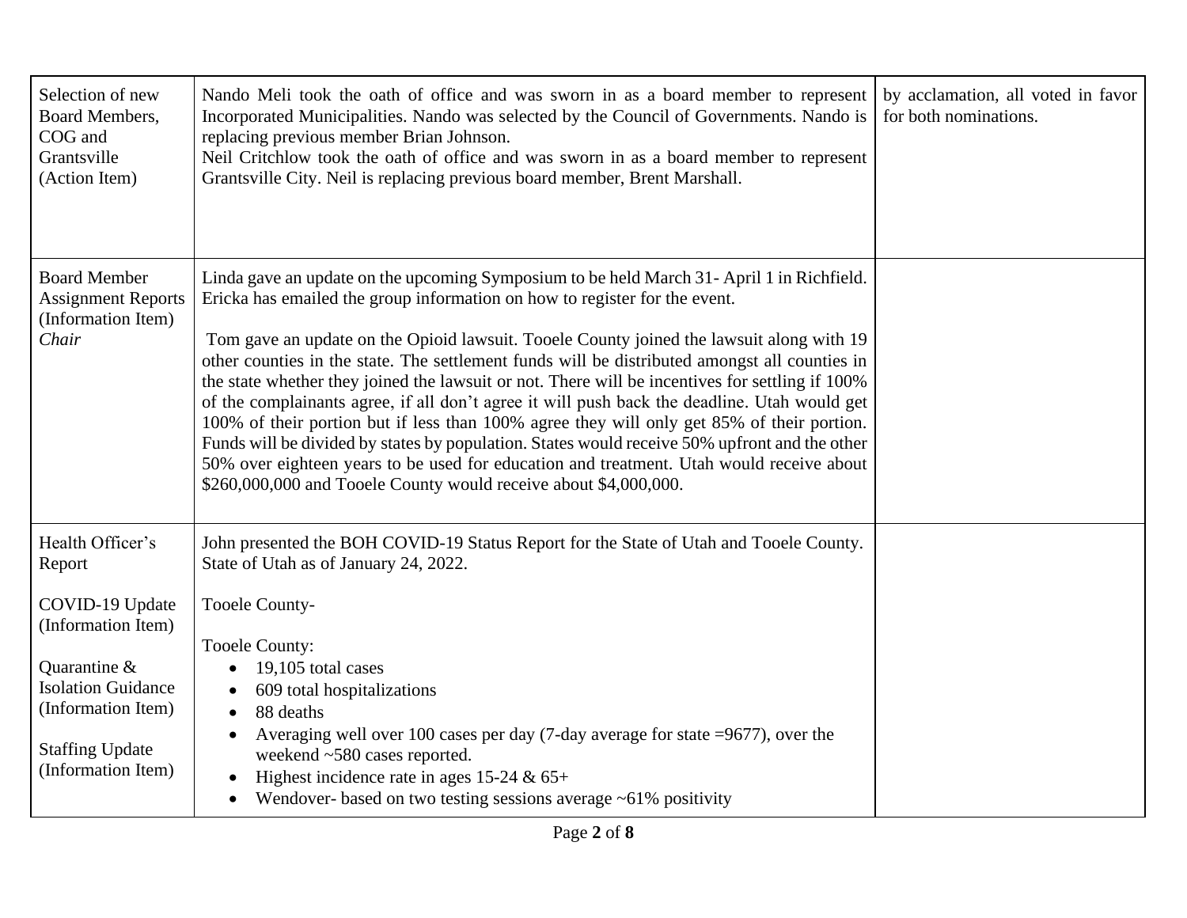| | | |
|---|---|---|
| Selection of new Board Members, COG and Grantsville (Action Item) | Nando Meli took the oath of office and was sworn in as a board member to represent Incorporated Municipalities. Nando was selected by the Council of Governments. Nando is replacing previous member Brian Johnson.<br>Neil Critchlow took the oath of office and was sworn in as a board member to represent Grantsville City. Neil is replacing previous board member, Brent Marshall. | by acclamation, all voted in favor for both nominations. |
| Board Member Assignment Reports (Information Item) *Chair* | Linda gave an update on the upcoming Symposium to be held March 31- April 1 in Richfield. Ericka has emailed the group information on how to register for the event.<br><br>Tom gave an update on the Opioid lawsuit. Tooele County joined the lawsuit along with 19 other counties in the state. The settlement funds will be distributed amongst all counties in the state whether they joined the lawsuit or not. There will be incentives for settling if 100% of the complainants agree, if all don't agree it will push back the deadline. Utah would get 100% of their portion but if less than 100% agree they will only get 85% of their portion. Funds will be divided by states by population. States would receive 50% upfront and the other 50% over eighteen years to be used for education and treatment. Utah would receive about $260,000,000 and Tooele County would receive about $4,000,000. | |
| Health Officer's Report<br><br>COVID-19 Update (Information Item)<br><br>Quarantine & Isolation Guidance (Information Item)<br><br>Staffing Update (Information Item) | John presented the BOH COVID-19 Status Report for the State of Utah and Tooele County. State of Utah as of January 24, 2022.<br><br>Tooele County-<br><br>Tooele County:<br>• 19,105 total cases<br>• 609 total hospitalizations<br>• 88 deaths<br>• Averaging well over 100 cases per day (7-day average for state =9677), over the weekend ~580 cases reported.<br>• Highest incidence rate in ages 15-24 & 65+<br>• Wendover- based on two testing sessions average ~61% positivity | |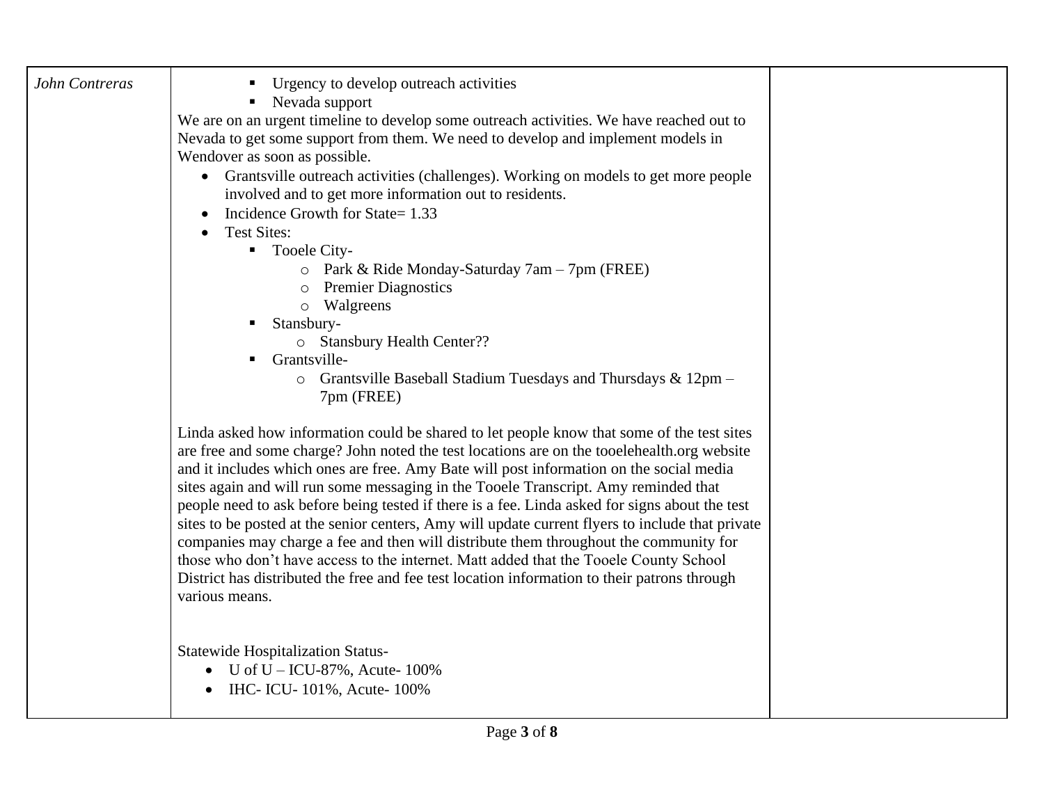| | | |
|---|---|---|
| *John Contreras* | ▪ Urgency to develop outreach activities<br>▪ Nevada support<br>We are on an urgent timeline to develop some outreach activities. We have reached out to Nevada to get some support from them. We need to develop and implement models in Wendover as soon as possible.<br>• Grantsville outreach activities (challenges). Working on models to get more people involved and to get more information out to residents.<br>• Incidence Growth for State= 1.33<br>• Test Sites:<br>&nbsp;&nbsp;▪ Tooele City-<br>&nbsp;&nbsp;&nbsp;&nbsp;o Park & Ride Monday-Saturday 7am – 7pm (FREE)<br>&nbsp;&nbsp;&nbsp;&nbsp;o Premier Diagnostics<br>&nbsp;&nbsp;&nbsp;&nbsp;o Walgreens<br>&nbsp;&nbsp;▪ Stansbury-<br>&nbsp;&nbsp;&nbsp;&nbsp;o Stansbury Health Center??<br>&nbsp;&nbsp;▪ Grantsville-<br>&nbsp;&nbsp;&nbsp;&nbsp;o Grantsville Baseball Stadium Tuesdays and Thursdays & 12pm – 7pm (FREE)<br><br>Linda asked how information could be shared to let people know that some of the test sites are free and some charge? John noted the test locations are on the tooelehealth.org website and it includes which ones are free. Amy Bate will post information on the social media sites again and will run some messaging in the Tooele Transcript. Amy reminded that people need to ask before being tested if there is a fee. Linda asked for signs about the test sites to be posted at the senior centers, Amy will update current flyers to include that private companies may charge a fee and then will distribute them throughout the community for those who don't have access to the internet. Matt added that the Tooele County School District has distributed the free and fee test location information to their patrons through various means.<br><br>Statewide Hospitalization Status-<br>• U of U – ICU-87%, Acute- 100%<br>• IHC- ICU- 101%, Acute- 100% | |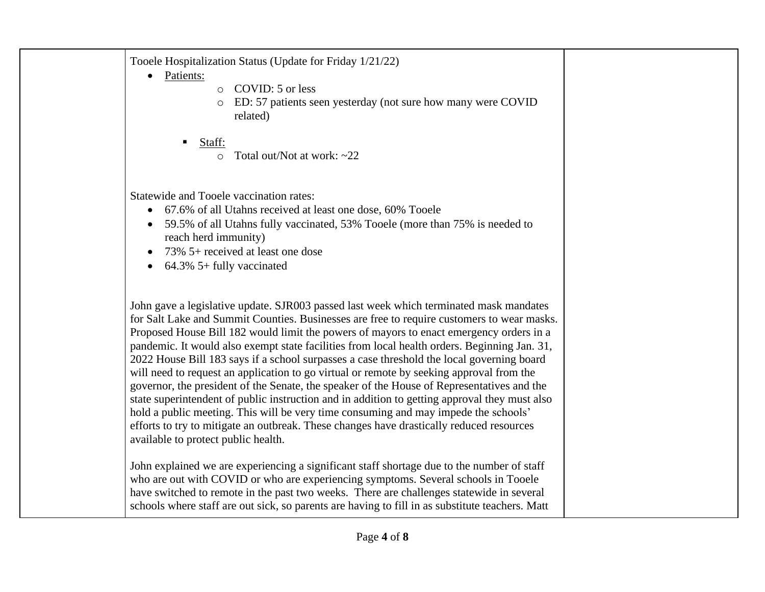| | | |
|---|---|---|
| | Tooele Hospitalization Status (Update for Friday 1/21/22)<br>• Patients:<br>  ○ COVID: 5 or less<br>  ○ ED: 57 patients seen yesterday (not sure how many were COVID related)<br>  ▪ Staff:<br>  ○ Total out/Not at work: ~22<br><br>Statewide and Tooele vaccination rates:<br>• 67.6% of all Utahns received at least one dose, 60% Tooele<br>• 59.5% of all Utahns fully vaccinated, 53% Tooele (more than 75% is needed to reach herd immunity)<br>• 73% 5+ received at least one dose<br>• 64.3% 5+ fully vaccinated<br><br>John gave a legislative update. SJR003 passed last week which terminated mask mandates for Salt Lake and Summit Counties. Businesses are free to require customers to wear masks. Proposed House Bill 182 would limit the powers of mayors to enact emergency orders in a pandemic. It would also exempt state facilities from local health orders. Beginning Jan. 31, 2022 House Bill 183 says if a school surpasses a case threshold the local governing board will need to request an application to go virtual or remote by seeking approval from the governor, the president of the Senate, the speaker of the House of Representatives and the state superintendent of public instruction and in addition to getting approval they must also hold a public meeting. This will be very time consuming and may impede the schools' efforts to try to mitigate an outbreak. These changes have drastically reduced resources available to protect public health.<br><br>John explained we are experiencing a significant staff shortage due to the number of staff who are out with COVID or who are experiencing symptoms. Several schools in Tooele have switched to remote in the past two weeks. There are challenges statewide in several schools where staff are out sick, so parents are having to fill in as substitute teachers. Matt | |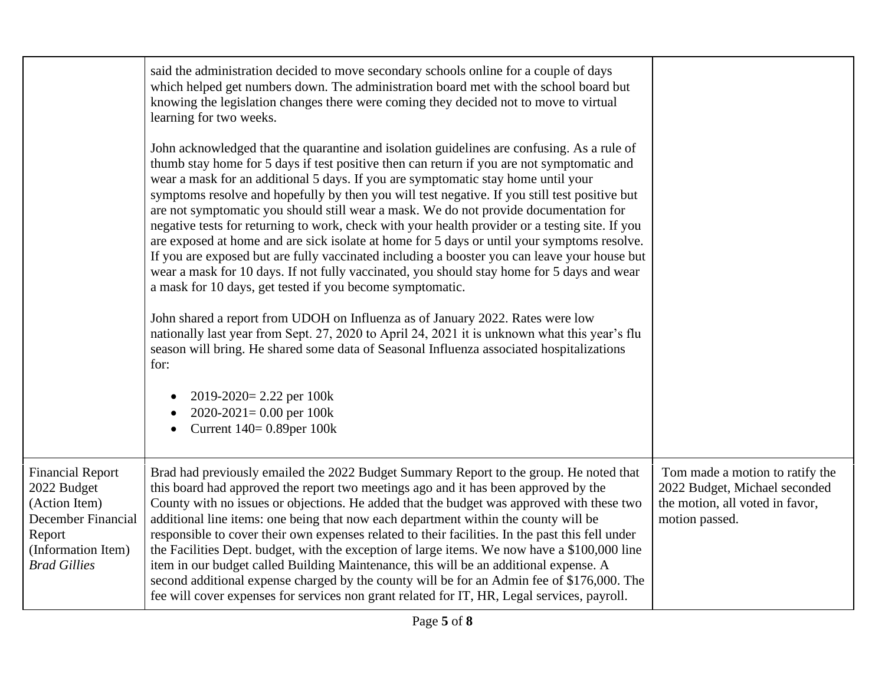| | | |
|---|---|---|
| | said the administration decided to move secondary schools online for a couple of days which helped get numbers down. The administration board met with the school board but knowing the legislation changes there were coming they decided not to move to virtual learning for two weeks.<br><br>John acknowledged that the quarantine and isolation guidelines are confusing. As a rule of thumb stay home for 5 days if test positive then can return if you are not symptomatic and wear a mask for an additional 5 days. If you are symptomatic stay home until your symptoms resolve and hopefully by then you will test negative. If you still test positive but are not symptomatic you should still wear a mask. We do not provide documentation for negative tests for returning to work, check with your health provider or a testing site. If you are exposed at home and are sick isolate at home for 5 days or until your symptoms resolve. If you are exposed but are fully vaccinated including a booster you can leave your house but wear a mask for 10 days. If not fully vaccinated, you should stay home for 5 days and wear a mask for 10 days, get tested if you become symptomatic.<br><br>John shared a report from UDOH on Influenza as of January 2022. Rates were low nationally last year from Sept. 27, 2020 to April 24, 2021 it is unknown what this year's flu season will bring. He shared some data of Seasonal Influenza associated hospitalizations for:<br><br>• 2019-2020= 2.22 per 100k<br>• 2020-2021= 0.00 per 100k<br>• Current 140= 0.89per 100k | |
| Financial Report<br>2022 Budget<br>(Action Item)<br>December Financial Report<br>(Information Item)<br>*Brad Gillies* | Brad had previously emailed the 2022 Budget Summary Report to the group. He noted that this board had approved the report two meetings ago and it has been approved by the County with no issues or objections. He added that the budget was approved with these two additional line items: one being that now each department within the county will be responsible to cover their own expenses related to their facilities. In the past this fell under the Facilities Dept. budget, with the exception of large items. We now have a $100,000 line item in our budget called Building Maintenance, this will be an additional expense. A second additional expense charged by the county will be for an Admin fee of $176,000. The fee will cover expenses for services non grant related for IT, HR, Legal services, payroll. | Tom made a motion to ratify the 2022 Budget, Michael seconded the motion, all voted in favor, motion passed. |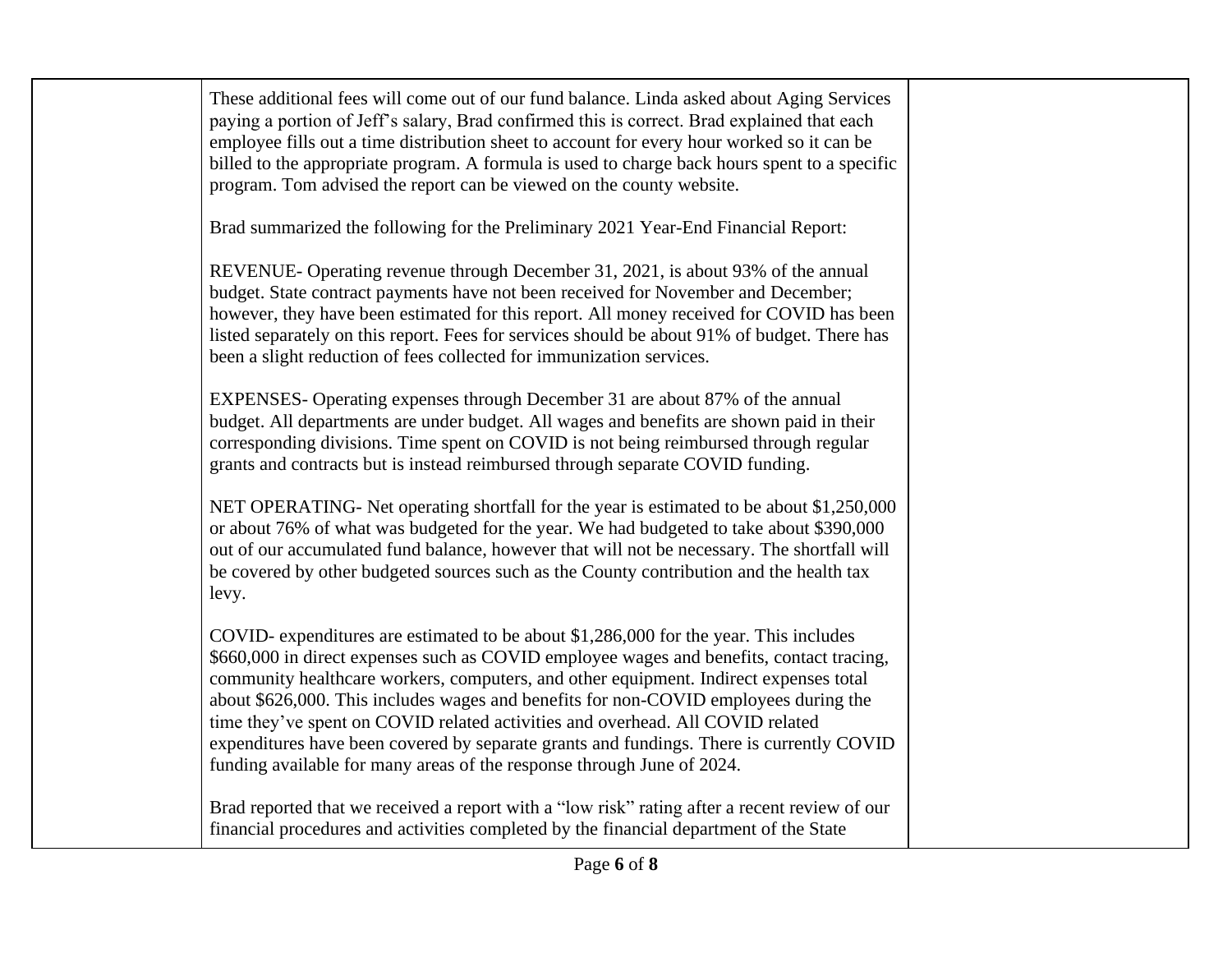These additional fees will come out of our fund balance. Linda asked about Aging Services paying a portion of Jeff's salary, Brad confirmed this is correct. Brad explained that each employee fills out a time distribution sheet to account for every hour worked so it can be billed to the appropriate program. A formula is used to charge back hours spent to a specific program. Tom advised the report can be viewed on the county website.

Brad summarized the following for the Preliminary 2021 Year-End Financial Report:

REVENUE- Operating revenue through December 31, 2021, is about 93% of the annual budget. State contract payments have not been received for November and December; however, they have been estimated for this report. All money received for COVID has been listed separately on this report. Fees for services should be about 91% of budget. There has been a slight reduction of fees collected for immunization services.

EXPENSES- Operating expenses through December 31 are about 87% of the annual budget. All departments are under budget. All wages and benefits are shown paid in their corresponding divisions. Time spent on COVID is not being reimbursed through regular grants and contracts but is instead reimbursed through separate COVID funding.

NET OPERATING- Net operating shortfall for the year is estimated to be about $1,250,000 or about 76% of what was budgeted for the year. We had budgeted to take about $390,000 out of our accumulated fund balance, however that will not be necessary. The shortfall will be covered by other budgeted sources such as the County contribution and the health tax levy.

COVID- expenditures are estimated to be about $1,286,000 for the year. This includes $660,000 in direct expenses such as COVID employee wages and benefits, contact tracing, community healthcare workers, computers, and other equipment. Indirect expenses total about $626,000. This includes wages and benefits for non-COVID employees during the time they've spent on COVID related activities and overhead. All COVID related expenditures have been covered by separate grants and fundings. There is currently COVID funding available for many areas of the response through June of 2024.

Brad reported that we received a report with a "low risk" rating after a recent review of our financial procedures and activities completed by the financial department of the State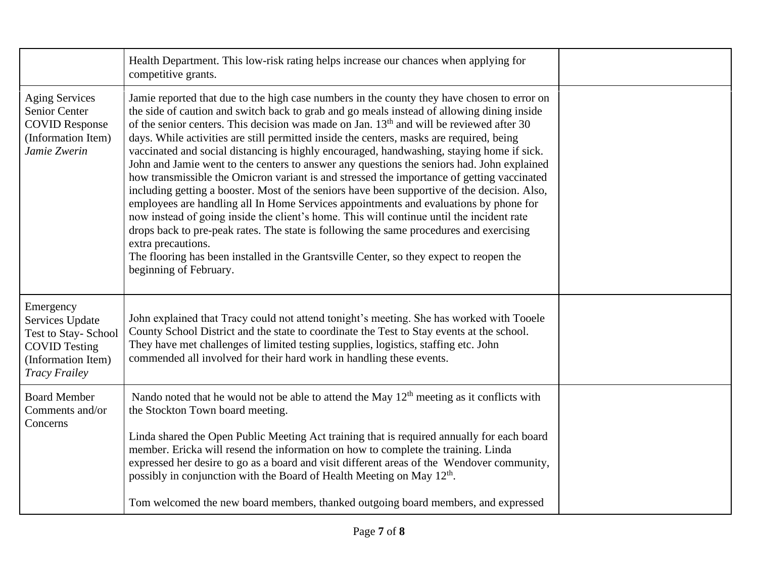| | | |
|---|---|---|
| | Health Department. This low-risk rating helps increase our chances when applying for competitive grants. | |
| Aging Services Senior Center COVID Response (Information Item) *Jamie Zwerin* | Jamie reported that due to the high case numbers in the county they have chosen to error on the side of caution and switch back to grab and go meals instead of allowing dining inside of the senior centers. This decision was made on Jan. 13th and will be reviewed after 30 days. While activities are still permitted inside the centers, masks are required, being vaccinated and social distancing is highly encouraged, handwashing, staying home if sick. John and Jamie went to the centers to answer any questions the seniors had. John explained how transmissible the Omicron variant is and stressed the importance of getting vaccinated including getting a booster. Most of the seniors have been supportive of the decision. Also, employees are handling all In Home Services appointments and evaluations by phone for now instead of going inside the client's home. This will continue until the incident rate drops back to pre-peak rates. The state is following the same procedures and exercising extra precautions.<br>The flooring has been installed in the Grantsville Center, so they expect to reopen the beginning of February. | |
| Emergency Services Update Test to Stay- School COVID Testing (Information Item) *Tracy Frailey* | John explained that Tracy could not attend tonight's meeting. She has worked with Tooele County School District and the state to coordinate the Test to Stay events at the school. They have met challenges of limited testing supplies, logistics, staffing etc. John commended all involved for their hard work in handling these events. | |
| Board Member Comments and/or Concerns | Nando noted that he would not be able to attend the May 12th meeting as it conflicts with the Stockton Town board meeting.<br><br>Linda shared the Open Public Meeting Act training that is required annually for each board member. Ericka will resend the information on how to complete the training. Linda expressed her desire to go as a board and visit different areas of the Wendover community, possibly in conjunction with the Board of Health Meeting on May 12th.<br><br>Tom welcomed the new board members, thanked outgoing board members, and expressed | |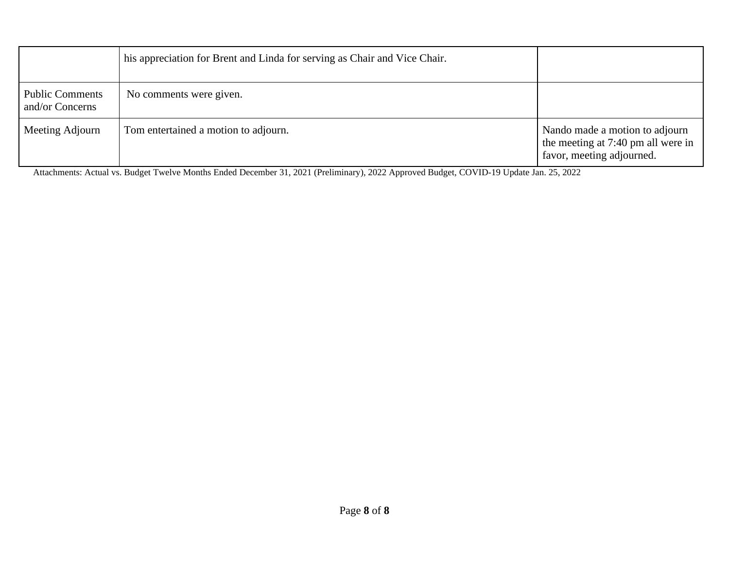| | | |
|---|---|---|
| | his appreciation for Brent and Linda for serving as Chair and Vice Chair. | |
| Public Comments and/or Concerns | No comments were given. | |
| Meeting Adjourn | Tom entertained a motion to adjourn. | Nando made a motion to adjourn the meeting at 7:40 pm all were in favor, meeting adjourned. |

Attachments: Actual vs. Budget Twelve Months Ended December 31, 2021 (Preliminary), 2022 Approved Budget, COVID-19 Update Jan. 25, 2022